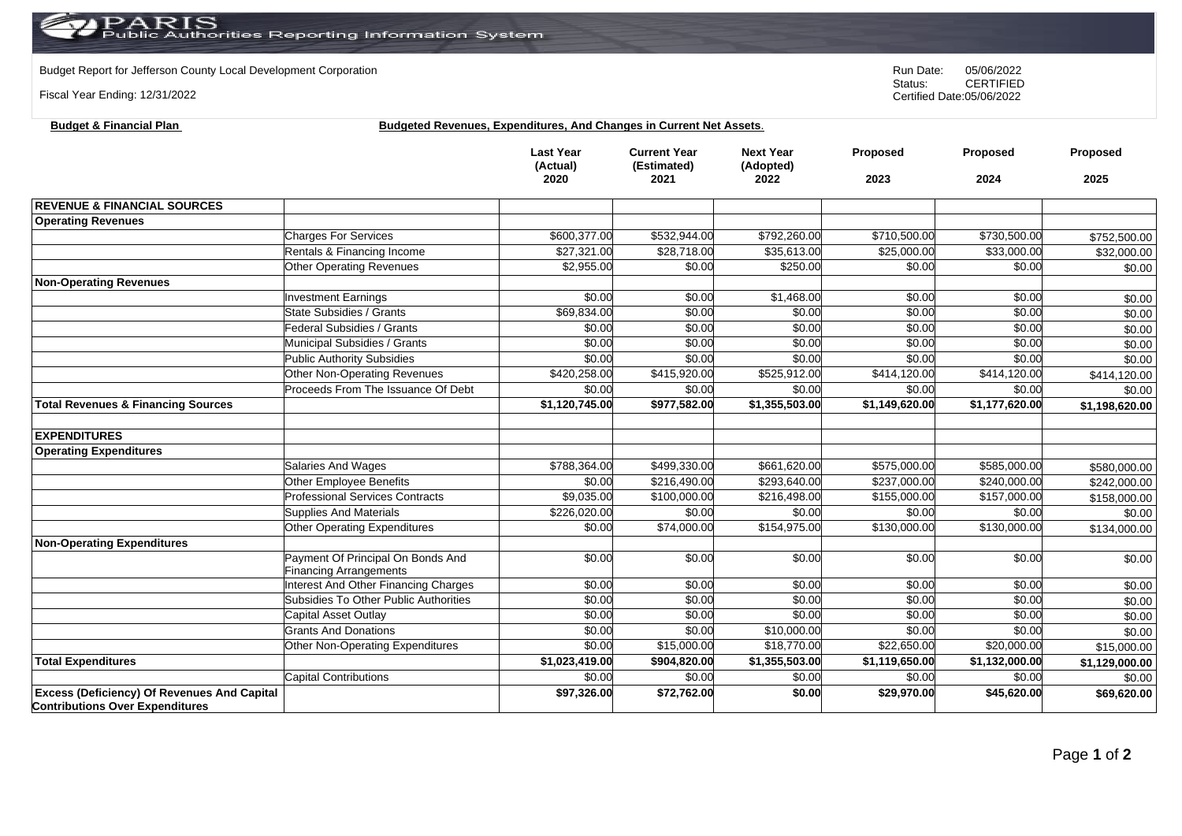# PARIS Public Authorities Reporting Information System

Budget Report for Jefferson County Local Development Corporation

Fiscal Year Ending: 12/31/2022

Run Date: 05/06/2022
Status: CERTIFIED
Certified Date: 05/06/2022

**Budget & Financial Plan** **Budgeted Revenues, Expenditures, And Changes in Current Net Assets.**

| | | Last Year (Actual) 2020 | Current Year (Estimated) 2021 | Next Year (Adopted) 2022 | Proposed 2023 | Proposed 2024 | Proposed 2025 |
|---|---|---|---|---|---|---|---|
| **REVENUE & FINANCIAL SOURCES** | | | | | | | |
| **Operating Revenues** | | | | | | | |
| | Charges For Services | $600,377.00 | $532,944.00 | $792,260.00 | $710,500.00 | $730,500.00 | $752,500.00 |
| | Rentals & Financing Income | $27,321.00 | $28,718.00 | $35,613.00 | $25,000.00 | $33,000.00 | $32,000.00 |
| | Other Operating Revenues | $2,955.00 | $0.00 | $250.00 | $0.00 | $0.00 | $0.00 |
| **Non-Operating Revenues** | | | | | | | |
| | Investment Earnings | $0.00 | $0.00 | $1,468.00 | $0.00 | $0.00 | $0.00 |
| | State Subsidies / Grants | $69,834.00 | $0.00 | $0.00 | $0.00 | $0.00 | $0.00 |
| | Federal Subsidies / Grants | $0.00 | $0.00 | $0.00 | $0.00 | $0.00 | $0.00 |
| | Municipal Subsidies / Grants | $0.00 | $0.00 | $0.00 | $0.00 | $0.00 | $0.00 |
| | Public Authority Subsidies | $0.00 | $0.00 | $0.00 | $0.00 | $0.00 | $0.00 |
| | Other Non-Operating Revenues | $420,258.00 | $415,920.00 | $525,912.00 | $414,120.00 | $414,120.00 | $414,120.00 |
| | Proceeds From The Issuance Of Debt | $0.00 | $0.00 | $0.00 | $0.00 | $0.00 | $0.00 |
| **Total Revenues & Financing Sources** | | **$1,120,745.00** | **$977,582.00** | **$1,355,503.00** | **$1,149,620.00** | **$1,177,620.00** | **$1,198,620.00** |
| | | | | | | | |
| **EXPENDITURES** | | | | | | | |
| **Operating Expenditures** | | | | | | | |
| | Salaries And Wages | $788,364.00 | $499,330.00 | $661,620.00 | $575,000.00 | $585,000.00 | $580,000.00 |
| | Other Employee Benefits | $0.00 | $216,490.00 | $293,640.00 | $237,000.00 | $240,000.00 | $242,000.00 |
| | Professional Services Contracts | $9,035.00 | $100,000.00 | $216,498.00 | $155,000.00 | $157,000.00 | $158,000.00 |
| | Supplies And Materials | $226,020.00 | $0.00 | $0.00 | $0.00 | $0.00 | $0.00 |
| | Other Operating Expenditures | $0.00 | $74,000.00 | $154,975.00 | $130,000.00 | $130,000.00 | $134,000.00 |
| **Non-Operating Expenditures** | | | | | | | |
| | Payment Of Principal On Bonds And Financing Arrangements | $0.00 | $0.00 | $0.00 | $0.00 | $0.00 | $0.00 |
| | Interest And Other Financing Charges | $0.00 | $0.00 | $0.00 | $0.00 | $0.00 | $0.00 |
| | Subsidies To Other Public Authorities | $0.00 | $0.00 | $0.00 | $0.00 | $0.00 | $0.00 |
| | Capital Asset Outlay | $0.00 | $0.00 | $0.00 | $0.00 | $0.00 | $0.00 |
| | Grants And Donations | $0.00 | $0.00 | $10,000.00 | $0.00 | $0.00 | $0.00 |
| | Other Non-Operating Expenditures | $0.00 | $15,000.00 | $18,770.00 | $22,650.00 | $20,000.00 | $15,000.00 |
| **Total Expenditures** | | **$1,023,419.00** | **$904,820.00** | **$1,355,503.00** | **$1,119,650.00** | **$1,132,000.00** | **$1,129,000.00** |
| | Capital Contributions | $0.00 | $0.00 | $0.00 | $0.00 | $0.00 | $0.00 |
| **Excess (Deficiency) Of Revenues And Capital Contributions Over Expenditures** | | **$97,326.00** | **$72,762.00** | **$0.00** | **$29,970.00** | **$45,620.00** | **$69,620.00** |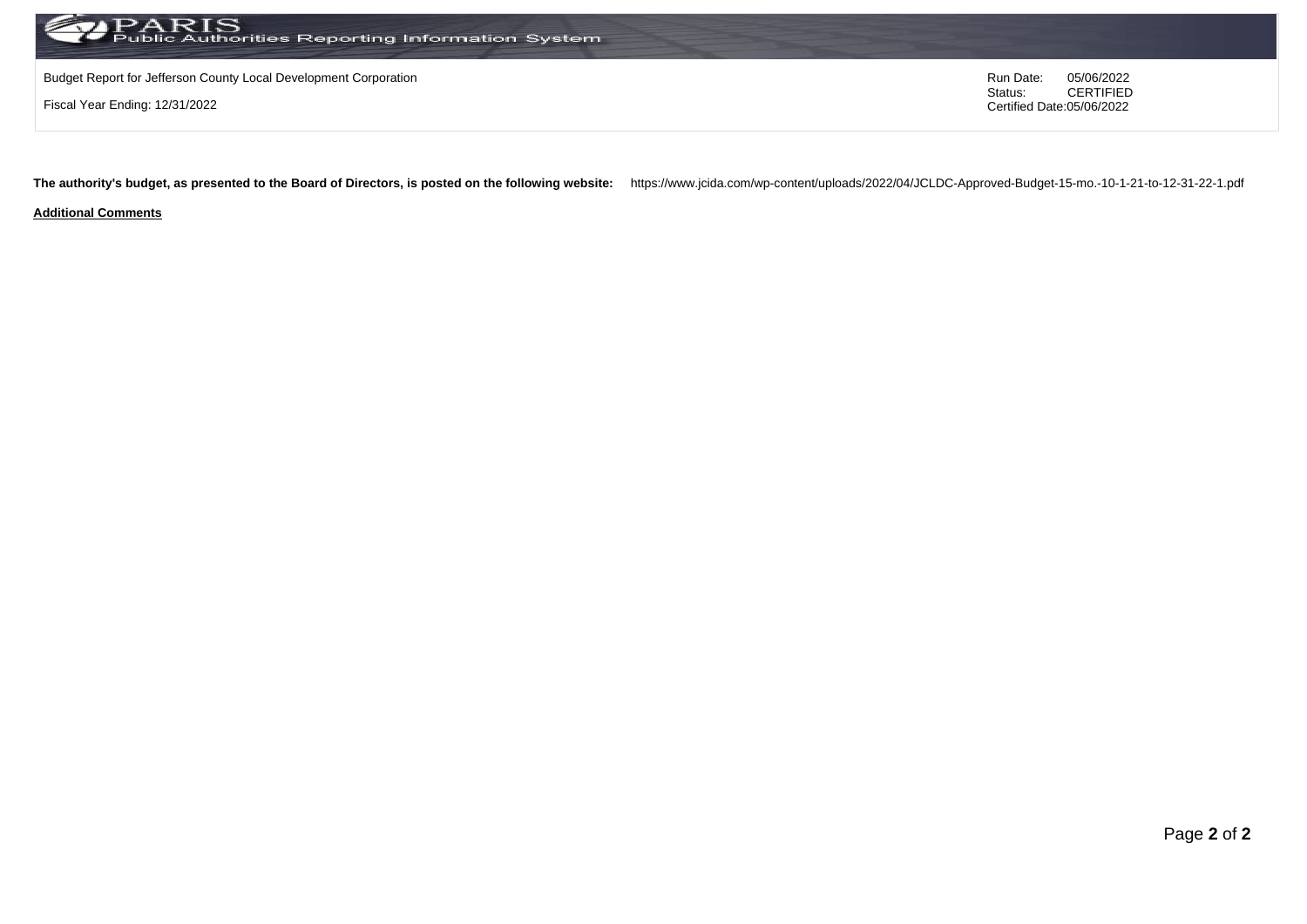Budget Report for Jefferson County Local Development Corporation

Fiscal Year Ending: 12/31/2022

Run Date: 05/06/2022
Status: CERTIFIED
Certified Date: 05/06/2022

**The authority's budget, as presented to the Board of Directors, is posted on the following website:** https://www.jcida.com/wp-content/uploads/2022/04/JCLDC-Approved-Budget-15-mo.-10-1-21-to-12-31-22-1.pdf

**Additional Comments**